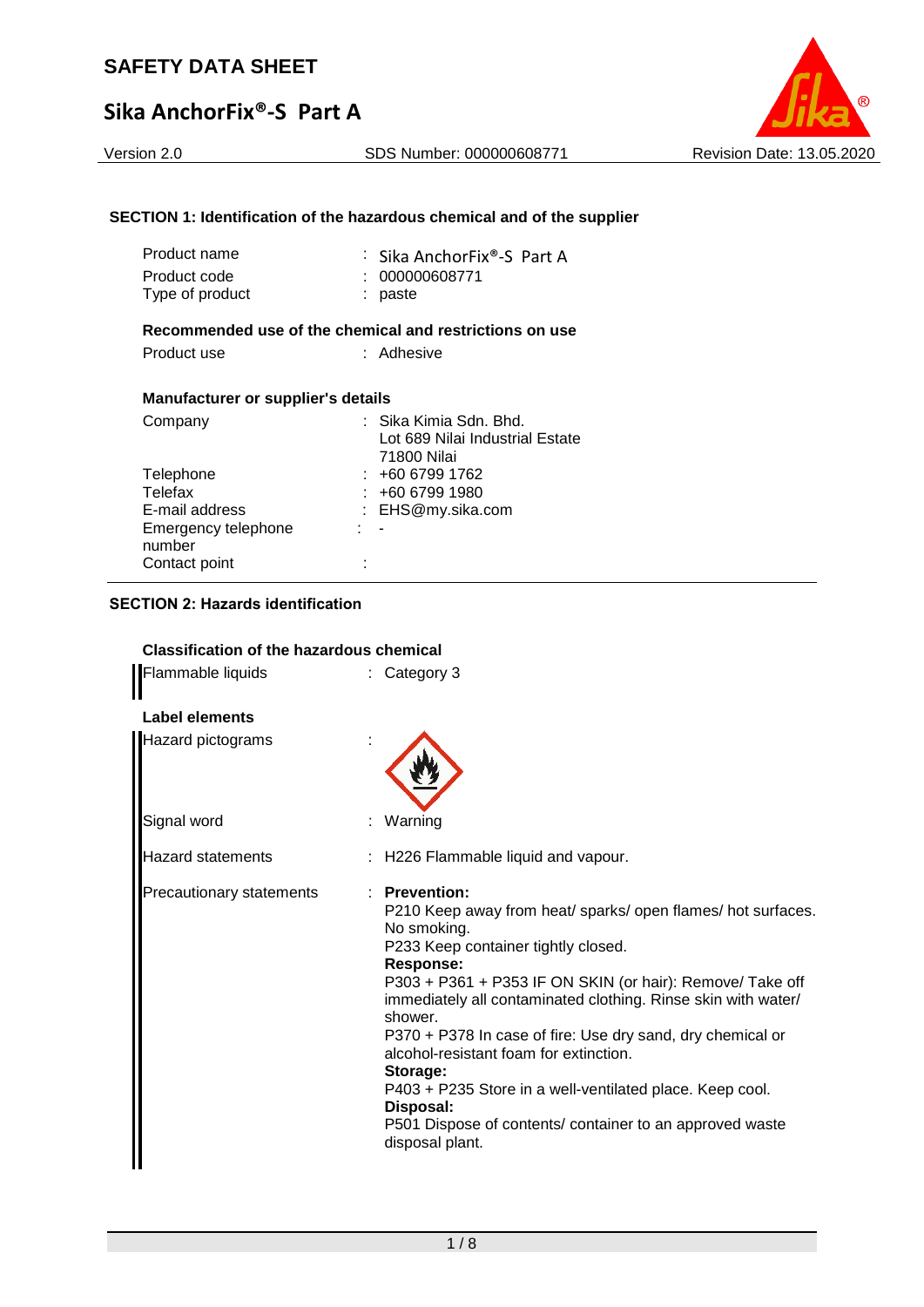# SAFETY DATA SHEET

## Sika AnchorFix®-S Part A

Version 2.0 | SDS Number: 000000608771 | Revision Date: 13.05.2020

### SECTION 1: Identification of the hazardous chemical and of the supplier

| | |
|---|---|
| Product name | : Sika AnchorFix®-S Part A |
| Product code | : 000000608771 |
| Type of product | : paste |

**Recommended use of the chemical and restrictions on use**

| | |
|---|---|
| Product use | : Adhesive |

**Manufacturer or supplier's details**

| | |
|---|---|
| Company | : Sika Kimia Sdn. Bhd.<br>Lot 689 Nilai Industrial Estate<br>71800 Nilai |
| Telephone | : +60 6799 1762 |
| Telefax | : +60 6799 1980 |
| E-mail address | : EHS@my.sika.com |
| Emergency telephone number | : - |
| Contact point | : |

### SECTION 2: Hazards identification

**Classification of the hazardous chemical**

| | |
|---|---|
| Flammable liquids | : Category 3 |

**Label elements**

Hazard pictograms :

Signal word : Warning

Hazard statements : H226 Flammable liquid and vapour.

Precautionary statements :

**Prevention:**
P210 Keep away from heat/ sparks/ open flames/ hot surfaces. No smoking.
P233 Keep container tightly closed.

**Response:**
P303 + P361 + P353 IF ON SKIN (or hair): Remove/ Take off immediately all contaminated clothing. Rinse skin with water/ shower.
P370 + P378 In case of fire: Use dry sand, dry chemical or alcohol-resistant foam for extinction.

**Storage:**
P403 + P235 Store in a well-ventilated place. Keep cool.

**Disposal:**
P501 Dispose of contents/ container to an approved waste disposal plant.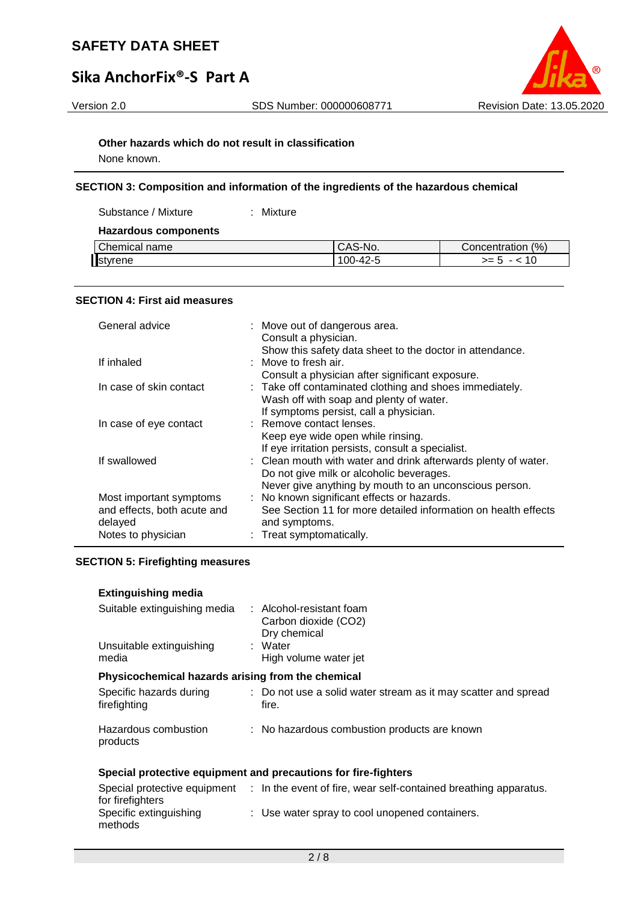**Other hazards which do not result in classification**

None known.

## SECTION 3: Composition and information of the ingredients of the hazardous chemical

Substance / Mixture : Mixture

**Hazardous components**

| Chemical name | CAS-No. | Concentration (%) |
|---|---|---|
| styrene | 100-42-5 | >= 5 - < 10 |

## SECTION 4: First aid measures

| | |
|---|---|
| General advice | : Move out of dangerous area.<br>Consult a physician.<br>Show this safety data sheet to the doctor in attendance. |
| If inhaled | : Move to fresh air.<br>Consult a physician after significant exposure. |
| In case of skin contact | : Take off contaminated clothing and shoes immediately.<br>Wash off with soap and plenty of water.<br>If symptoms persist, call a physician. |
| In case of eye contact | : Remove contact lenses.<br>Keep eye wide open while rinsing.<br>If eye irritation persists, consult a specialist. |
| If swallowed | : Clean mouth with water and drink afterwards plenty of water.<br>Do not give milk or alcoholic beverages.<br>Never give anything by mouth to an unconscious person. |
| Most important symptoms and effects, both acute and delayed | : No known significant effects or hazards.<br>See Section 11 for more detailed information on health effects and symptoms. |
| Notes to physician | : Treat symptomatically. |

## SECTION 5: Firefighting measures

**Extinguishing media**

| | |
|---|---|
| Suitable extinguishing media | : Alcohol-resistant foam<br>Carbon dioxide ($CO_2$)<br>Dry chemical |
| Unsuitable extinguishing media | : Water<br>High volume water jet |

**Physicochemical hazards arising from the chemical**

| | |
|---|---|
| Specific hazards during firefighting | : Do not use a solid water stream as it may scatter and spread fire. |
| Hazardous combustion products | : No hazardous combustion products are known |

**Special protective equipment and precautions for fire-fighters**

| | |
|---|---|
| Special protective equipment for firefighters | : In the event of fire, wear self-contained breathing apparatus. |
| Specific extinguishing methods | : Use water spray to cool unopened containers. |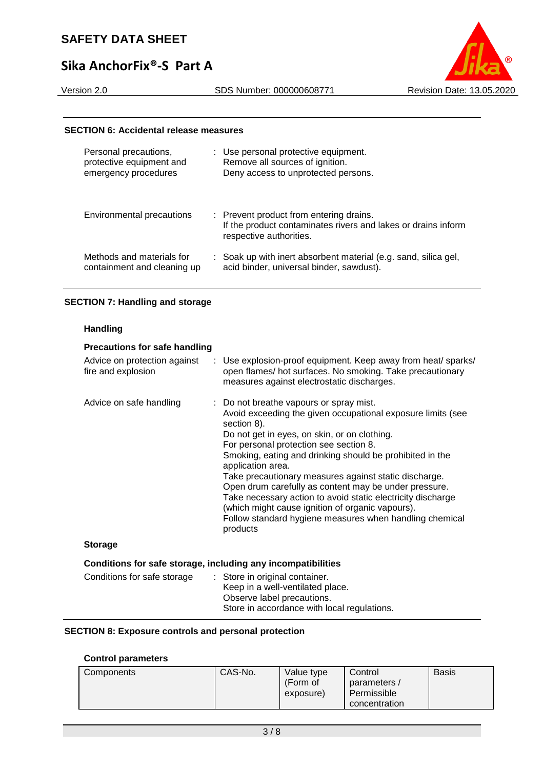## SECTION 6: Accidental release measures

| | |
|---|---|
| Personal precautions, protective equipment and emergency procedures | : Use personal protective equipment.<br>Remove all sources of ignition.<br>Deny access to unprotected persons. |
| Environmental precautions | : Prevent product from entering drains.<br>If the product contaminates rivers and lakes or drains inform respective authorities. |
| Methods and materials for containment and cleaning up | : Soak up with inert absorbent material (e.g. sand, silica gel, acid binder, universal binder, sawdust). |

## SECTION 7: Handling and storage

### Handling

**Precautions for safe handling**

| | |
|---|---|
| Advice on protection against fire and explosion | : Use explosion-proof equipment. Keep away from heat/ sparks/ open flames/ hot surfaces. No smoking. Take precautionary measures against electrostatic discharges. |
| Advice on safe handling | : Do not breathe vapours or spray mist.<br>Avoid exceeding the given occupational exposure limits (see section 8).<br>Do not get in eyes, on skin, or on clothing.<br>For personal protection see section 8.<br>Smoking, eating and drinking should be prohibited in the application area.<br>Take precautionary measures against static discharge.<br>Open drum carefully as content may be under pressure.<br>Take necessary action to avoid static electricity discharge (which might cause ignition of organic vapours).<br>Follow standard hygiene measures when handling chemical products |

### Storage

**Conditions for safe storage, including any incompatibilities**

| | |
|---|---|
| Conditions for safe storage | : Store in original container.<br>Keep in a well-ventilated place.<br>Observe label precautions.<br>Store in accordance with local regulations. |

## SECTION 8: Exposure controls and personal protection

**Control parameters**

| Components | CAS-No. | Value type (Form of exposure) | Control parameters / Permissible concentration | Basis |
|---|---|---|---|---|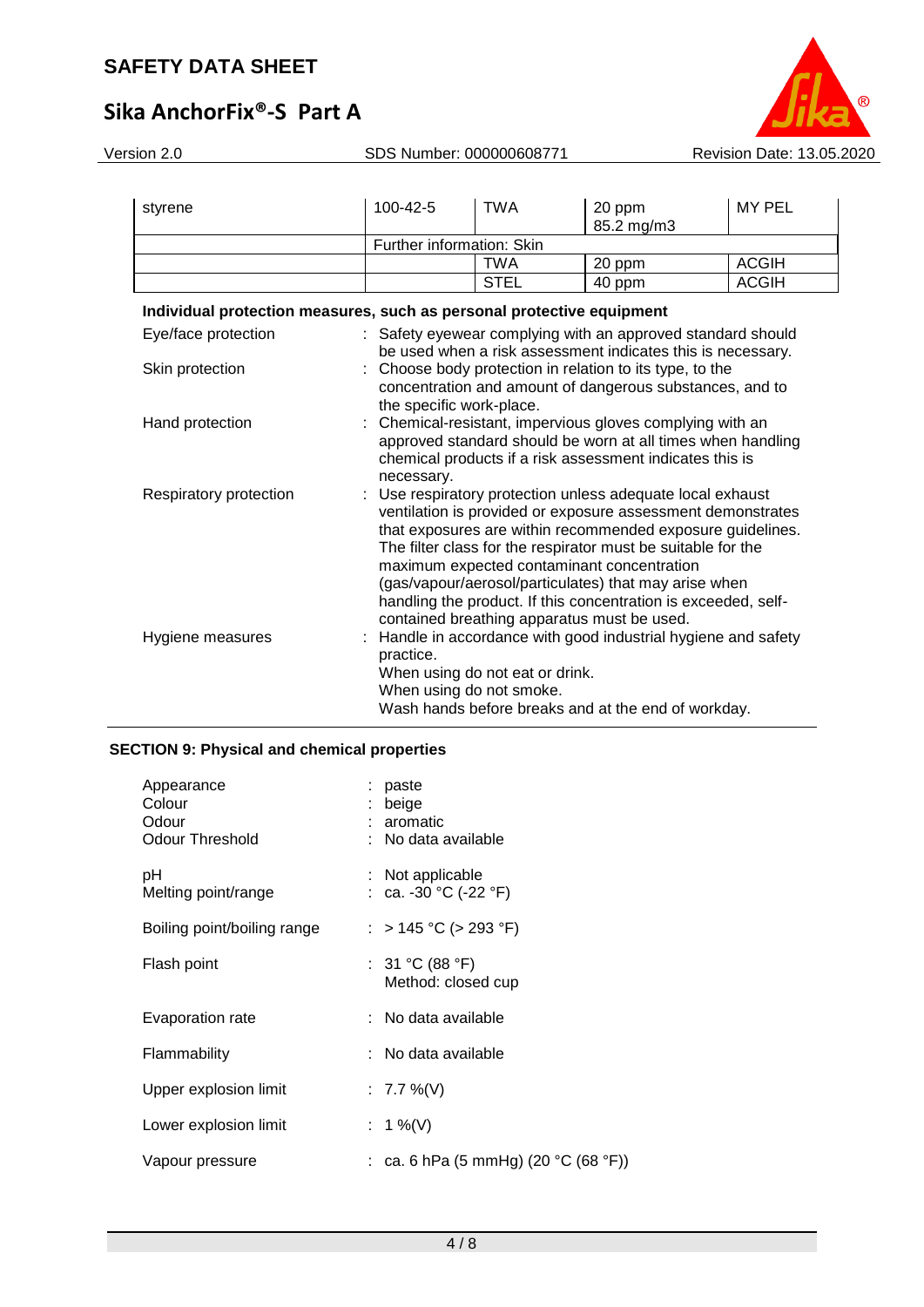| styrene | 100-42-5 | TWA | 20 ppm<br>85.2 mg/m3 | MY PEL |
|---|---|---|---|---|
| | Further information: Skin | | | |
| | | TWA | 20 ppm | ACGIH |
| | | STEL | 40 ppm | ACGIH |

**Individual protection measures, such as personal protective equipment**

Eye/face protection : Safety eyewear complying with an approved standard should be used when a risk assessment indicates this is necessary.

Skin protection : Choose body protection in relation to its type, to the concentration and amount of dangerous substances, and to the specific work-place.

Hand protection : Chemical-resistant, impervious gloves complying with an approved standard should be worn at all times when handling chemical products if a risk assessment indicates this is necessary.

Respiratory protection : Use respiratory protection unless adequate local exhaust ventilation is provided or exposure assessment demonstrates that exposures are within recommended exposure guidelines. The filter class for the respirator must be suitable for the maximum expected contaminant concentration (gas/vapour/aerosol/particulates) that may arise when handling the product. If this concentration is exceeded, self-contained breathing apparatus must be used.

Hygiene measures : Handle in accordance with good industrial hygiene and safety practice.
When using do not eat or drink.
When using do not smoke.
Wash hands before breaks and at the end of workday.

## SECTION 9: Physical and chemical properties

Appearance : paste
Colour : beige
Odour : aromatic
Odour Threshold : No data available

pH : Not applicable
Melting point/range : ca. -30 °C (-22 °F)

Boiling point/boiling range : > 145 °C (> 293 °F)

Flash point : 31 °C (88 °F)
Method: closed cup

Evaporation rate : No data available

Flammability : No data available

Upper explosion limit : 7.7 %(V)

Lower explosion limit : 1 %(V)

Vapour pressure : ca. 6 hPa (5 mmHg) (20 °C (68 °F))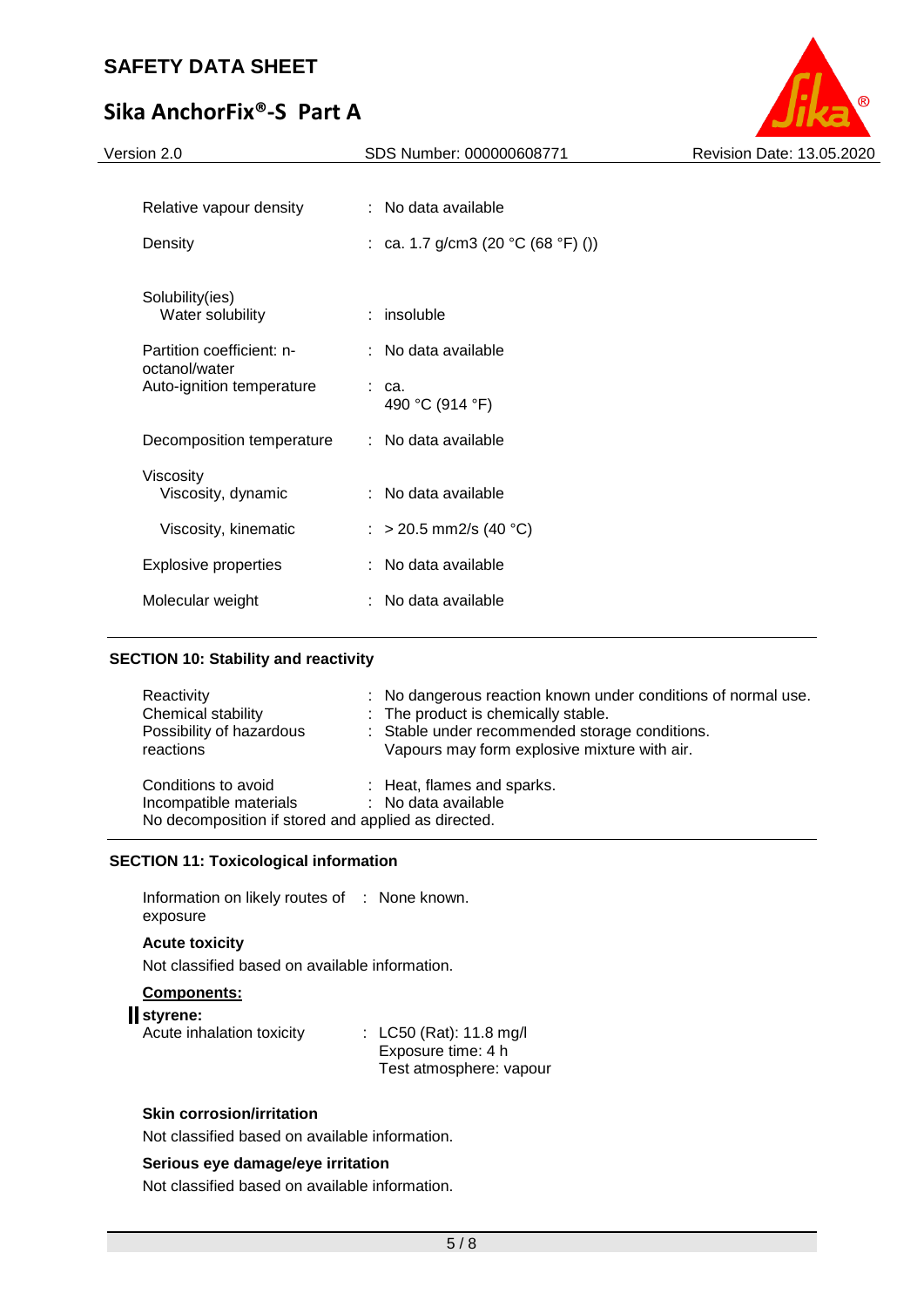| | | |
|---|---|---|
| Relative vapour density | : | No data available |
| Density | : | ca. 1.7 g/cm3 (20 °C (68 °F) ()) |
| Solubility(ies)<br>Water solubility | : | insoluble |
| Partition coefficient: n-octanol/water | : | No data available |
| Auto-ignition temperature | : | ca.<br>490 °C (914 °F) |
| Decomposition temperature | : | No data available |
| Viscosity<br>Viscosity, dynamic | : | No data available |
| Viscosity, kinematic | : | > 20.5 mm2/s (40 °C) |
| Explosive properties | : | No data available |
| Molecular weight | : | No data available |

## SECTION 10: Stability and reactivity

| | | |
|---|---|---|
| Reactivity | : | No dangerous reaction known under conditions of normal use. |
| Chemical stability | : | The product is chemically stable. |
| Possibility of hazardous reactions | : | Stable under recommended storage conditions.<br>Vapours may form explosive mixture with air. |
| Conditions to avoid | : | Heat, flames and sparks. |
| Incompatible materials | : | No data available |

No decomposition if stored and applied as directed.

## SECTION 11: Toxicological information

Information on likely routes of exposure : None known.

**Acute toxicity**

Not classified based on available information.

**Components:**

**styrene:**

Acute inhalation toxicity : LC50 (Rat): 11.8 mg/l
Exposure time: 4 h
Test atmosphere: vapour

**Skin corrosion/irritation**

Not classified based on available information.

**Serious eye damage/eye irritation**

Not classified based on available information.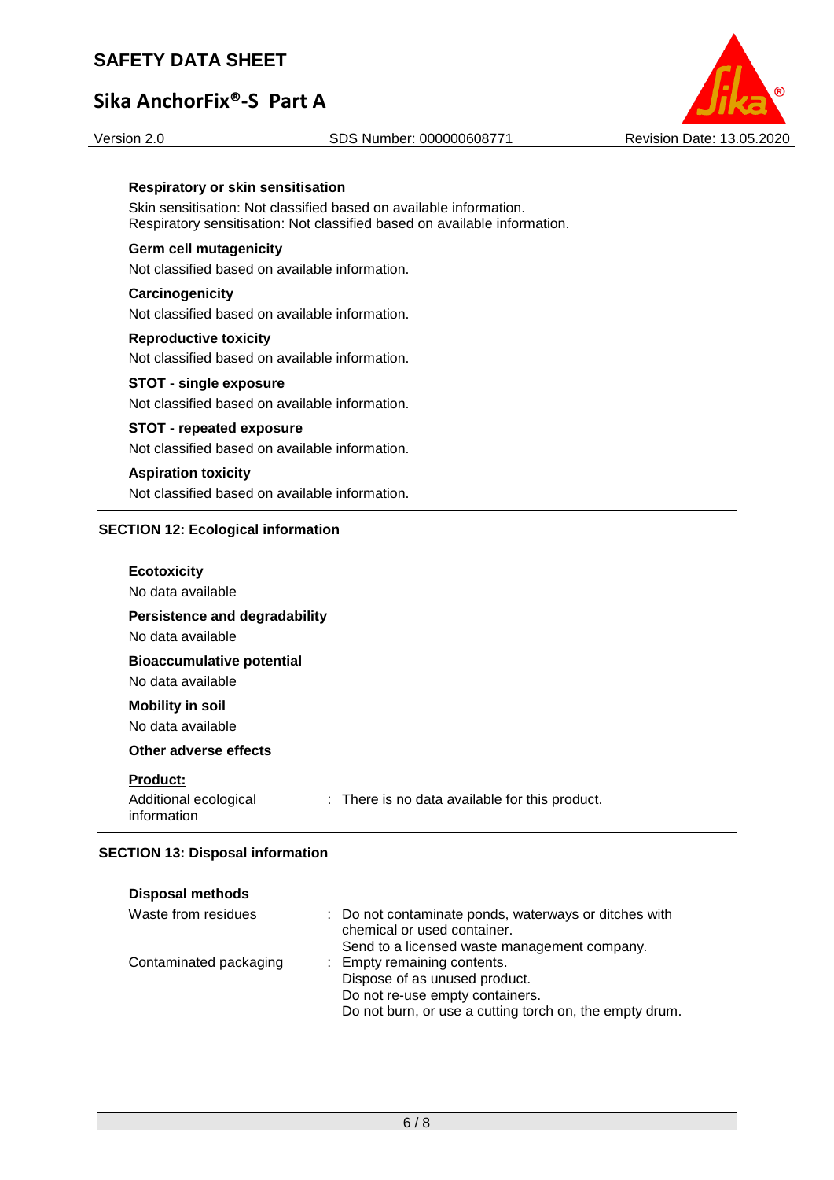**Respiratory or skin sensitisation**

Skin sensitisation: Not classified based on available information.
Respiratory sensitisation: Not classified based on available information.

**Germ cell mutagenicity**

Not classified based on available information.

**Carcinogenicity**

Not classified based on available information.

**Reproductive toxicity**

Not classified based on available information.

**STOT - single exposure**

Not classified based on available information.

**STOT - repeated exposure**

Not classified based on available information.

**Aspiration toxicity**

Not classified based on available information.

## SECTION 12: Ecological information

**Ecotoxicity**

No data available

**Persistence and degradability**

No data available

**Bioaccumulative potential**

No data available

**Mobility in soil**

No data available

**Other adverse effects**

**Product:**

Additional ecological information : There is no data available for this product.

## SECTION 13: Disposal information

**Disposal methods**

Waste from residues : Do not contaminate ponds, waterways or ditches with chemical or used container.
Send to a licensed waste management company.

Contaminated packaging : Empty remaining contents.
Dispose of as unused product.
Do not re-use empty containers.
Do not burn, or use a cutting torch on, the empty drum.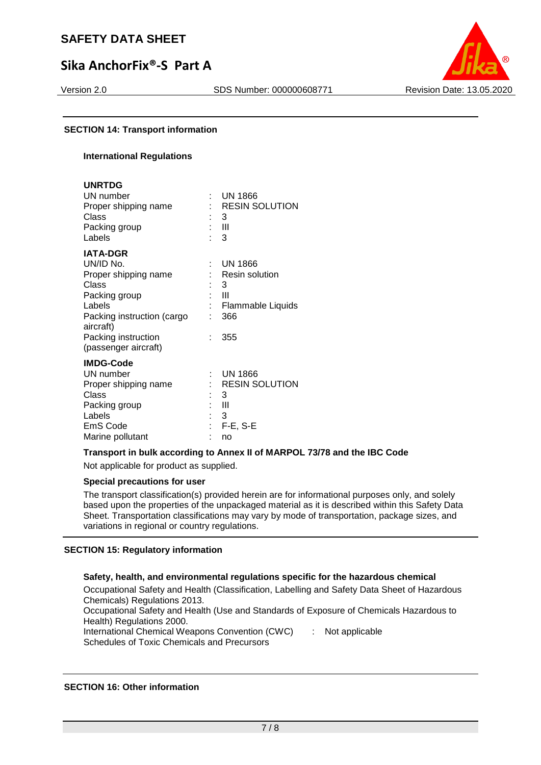## SECTION 14: Transport information

### International Regulations

**UNRTDG**

| | | |
|---|---|---|
| UN number | : | UN 1866 |
| Proper shipping name | : | RESIN SOLUTION |
| Class | : | 3 |
| Packing group | : | III |
| Labels | : | 3 |

**IATA-DGR**

| | | |
|---|---|---|
| UN/ID No. | : | UN 1866 |
| Proper shipping name | : | Resin solution |
| Class | : | 3 |
| Packing group | : | III |
| Labels | : | Flammable Liquids |
| Packing instruction (cargo aircraft) | : | 366 |
| Packing instruction (passenger aircraft) | : | 355 |

**IMDG-Code**

| | | |
|---|---|---|
| UN number | : | UN 1866 |
| Proper shipping name | : | RESIN SOLUTION |
| Class | : | 3 |
| Packing group | : | III |
| Labels | : | 3 |
| EmS Code | : | F-E, S-E |
| Marine pollutant | : | no |

**Transport in bulk according to Annex II of MARPOL 73/78 and the IBC Code**

Not applicable for product as supplied.

**Special precautions for user**

The transport classification(s) provided herein are for informational purposes only, and solely based upon the properties of the unpackaged material as it is described within this Safety Data Sheet. Transportation classifications may vary by mode of transportation, package sizes, and variations in regional or country regulations.

## SECTION 15: Regulatory information

**Safety, health, and environmental regulations specific for the hazardous chemical**

Occupational Safety and Health (Classification, Labelling and Safety Data Sheet of Hazardous Chemicals) Regulations 2013.

Occupational Safety and Health (Use and Standards of Exposure of Chemicals Hazardous to Health) Regulations 2000.

International Chemical Weapons Convention (CWC) Schedules of Toxic Chemicals and Precursors : Not applicable

## SECTION 16: Other information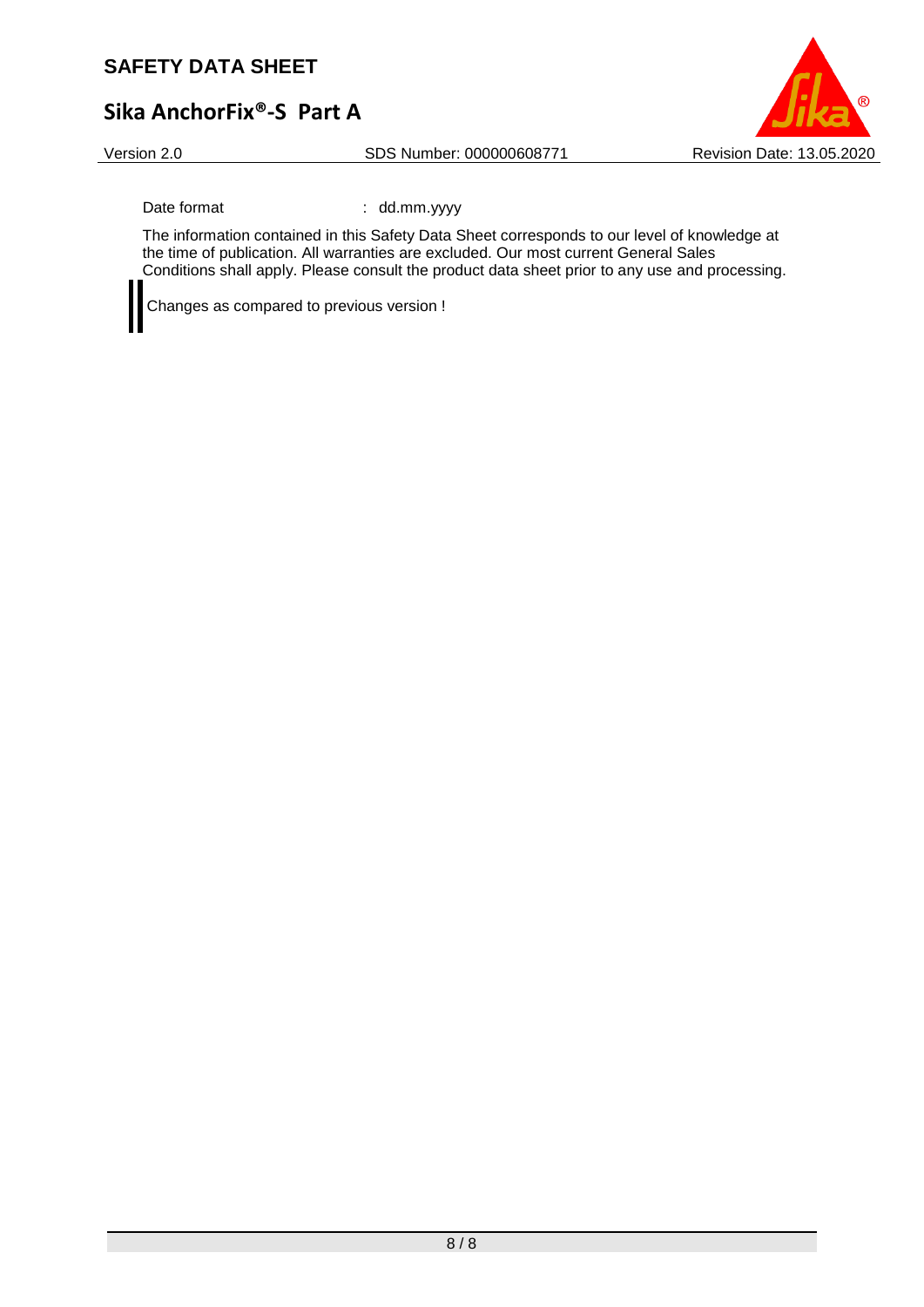Date format : dd.mm.yyyy

The information contained in this Safety Data Sheet corresponds to our level of knowledge at the time of publication. All warranties are excluded. Our most current General Sales Conditions shall apply. Please consult the product data sheet prior to any use and processing.

Changes as compared to previous version !